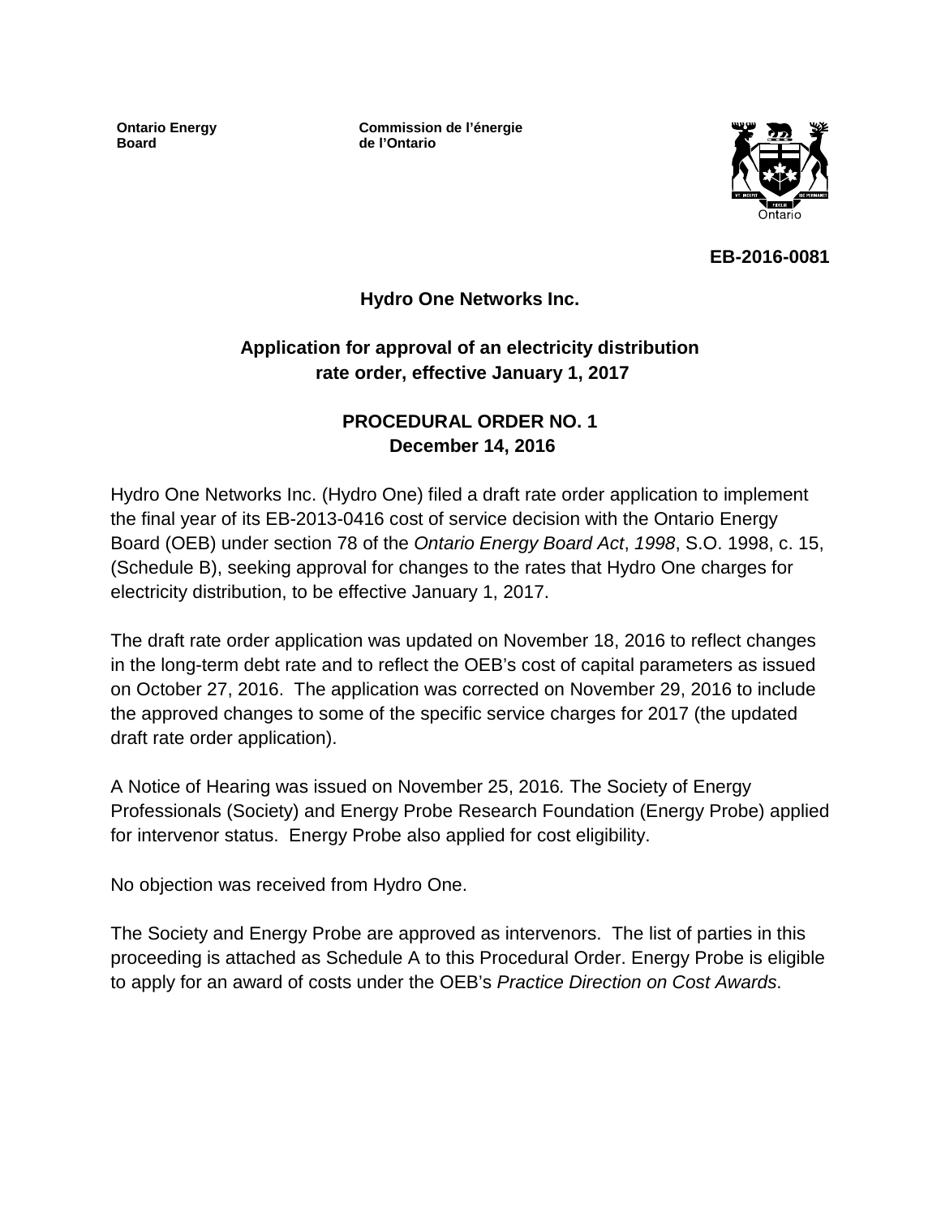**Ontario Energy Board**

**Commission de l'énergie de l'Ontario**

**EB-2016-0081**

**Hydro One Networks Inc.**

**Application for approval of an electricity distribution rate order, effective January 1, 2017**

**PROCEDURAL ORDER NO. 1**
**December 14, 2016**

Hydro One Networks Inc. (Hydro One) filed a draft rate order application to implement the final year of its EB-2013-0416 cost of service decision with the Ontario Energy Board (OEB) under section 78 of the *Ontario Energy Board Act*, *1998*, S.O. 1998, c. 15, (Schedule B), seeking approval for changes to the rates that Hydro One charges for electricity distribution, to be effective January 1, 2017.

The draft rate order application was updated on November 18, 2016 to reflect changes in the long-term debt rate and to reflect the OEB's cost of capital parameters as issued on October 27, 2016. The application was corrected on November 29, 2016 to include the approved changes to some of the specific service charges for 2017 (the updated draft rate order application).

A Notice of Hearing was issued on November 25, 2016*.* The Society of Energy Professionals (Society) and Energy Probe Research Foundation (Energy Probe) applied for intervenor status. Energy Probe also applied for cost eligibility.

No objection was received from Hydro One.

The Society and Energy Probe are approved as intervenors. The list of parties in this proceeding is attached as Schedule A to this Procedural Order. Energy Probe is eligible to apply for an award of costs under the OEB's *Practice Direction on Cost Awards*.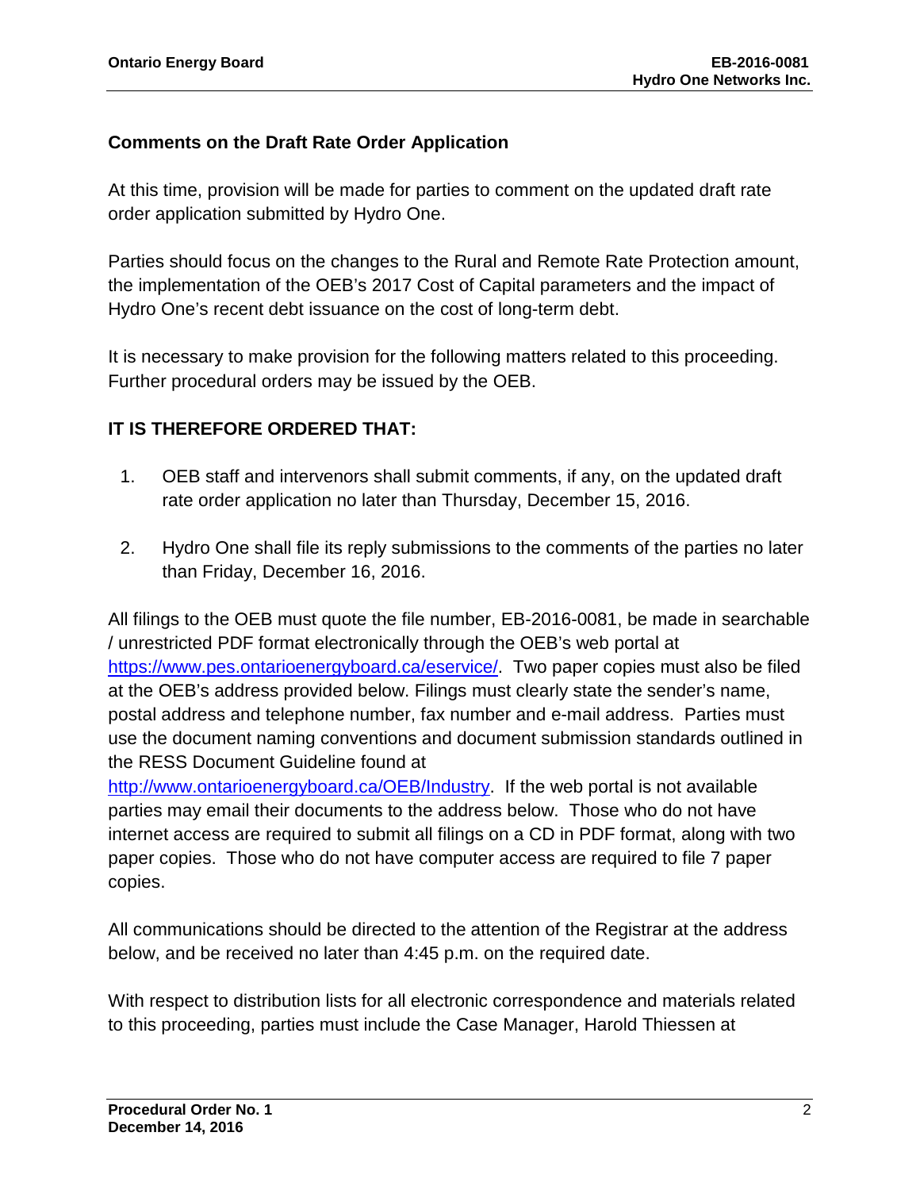### Comments on the Draft Rate Order Application

At this time, provision will be made for parties to comment on the updated draft rate order application submitted by Hydro One.

Parties should focus on the changes to the Rural and Remote Rate Protection amount, the implementation of the OEB's 2017 Cost of Capital parameters and the impact of Hydro One's recent debt issuance on the cost of long-term debt.

It is necessary to make provision for the following matters related to this proceeding. Further procedural orders may be issued by the OEB.

### IT IS THEREFORE ORDERED THAT:

1. OEB staff and intervenors shall submit comments, if any, on the updated draft rate order application no later than Thursday, December 15, 2016.

2. Hydro One shall file its reply submissions to the comments of the parties no later than Friday, December 16, 2016.

All filings to the OEB must quote the file number, EB-2016-0081, be made in searchable / unrestricted PDF format electronically through the OEB's web portal at [https://www.pes.ontarioenergyboard.ca/eservice/](https://www.pes.ontarioenergyboard.ca/eservice/). Two paper copies must also be filed at the OEB's address provided below. Filings must clearly state the sender's name, postal address and telephone number, fax number and e-mail address. Parties must use the document naming conventions and document submission standards outlined in the RESS Document Guideline found at [http://www.ontarioenergyboard.ca/OEB/Industry](http://www.ontarioenergyboard.ca/OEB/Industry). If the web portal is not available parties may email their documents to the address below. Those who do not have internet access are required to submit all filings on a CD in PDF format, along with two paper copies. Those who do not have computer access are required to file 7 paper copies.

All communications should be directed to the attention of the Registrar at the address below, and be received no later than 4:45 p.m. on the required date.

With respect to distribution lists for all electronic correspondence and materials related to this proceeding, parties must include the Case Manager, Harold Thiessen at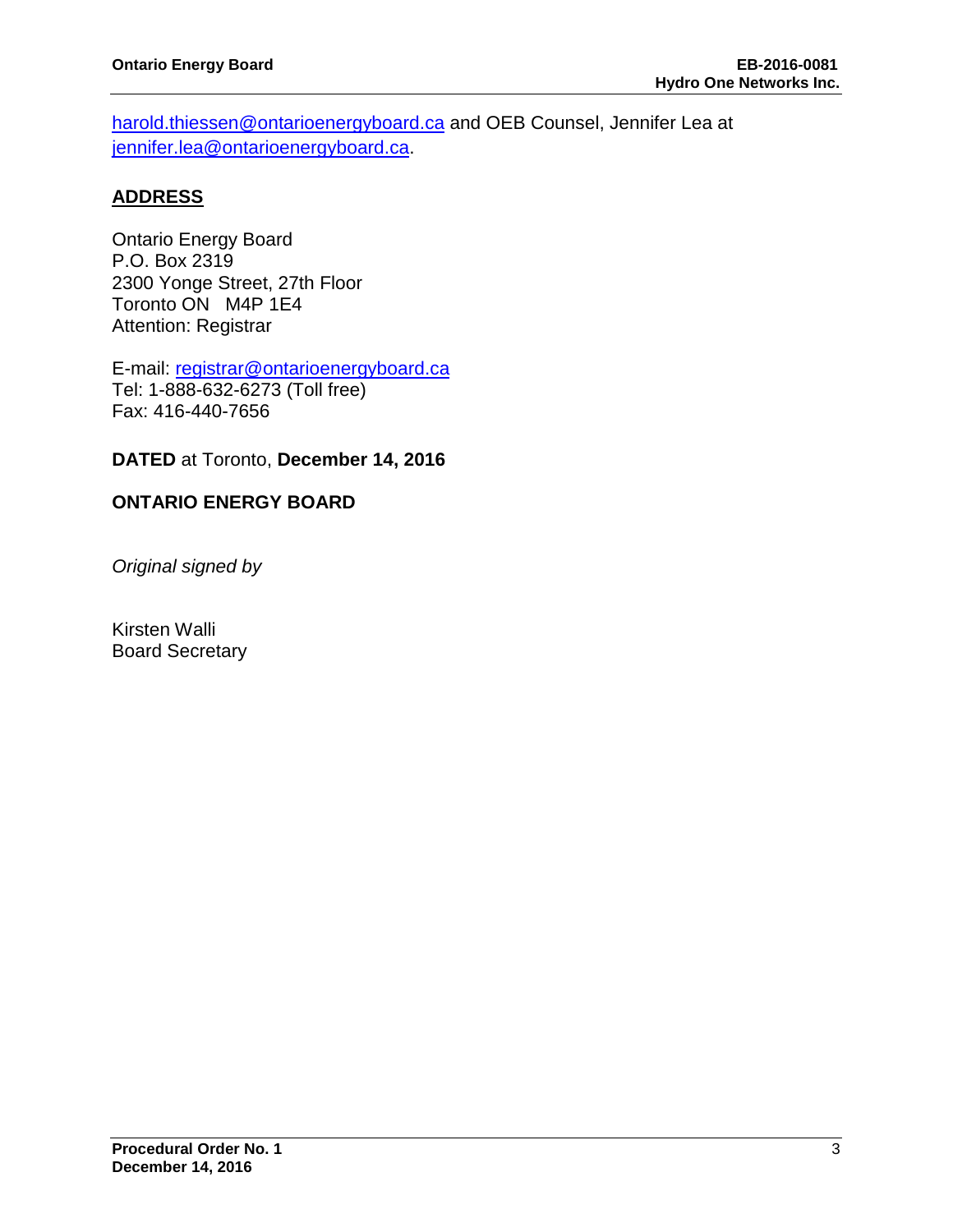harold.thiessen@ontarioenergyboard.ca and OEB Counsel, Jennifer Lea at jennifer.lea@ontarioenergyboard.ca.

## ADDRESS

Ontario Energy Board
P.O. Box 2319
2300 Yonge Street, 27th Floor
Toronto ON   M4P 1E4
Attention: Registrar

E-mail: registrar@ontarioenergyboard.ca
Tel: 1-888-632-6273 (Toll free)
Fax: 416-440-7656

**DATED** at Toronto, **December 14, 2016**

**ONTARIO ENERGY BOARD**

*Original signed by*

Kirsten Walli
Board Secretary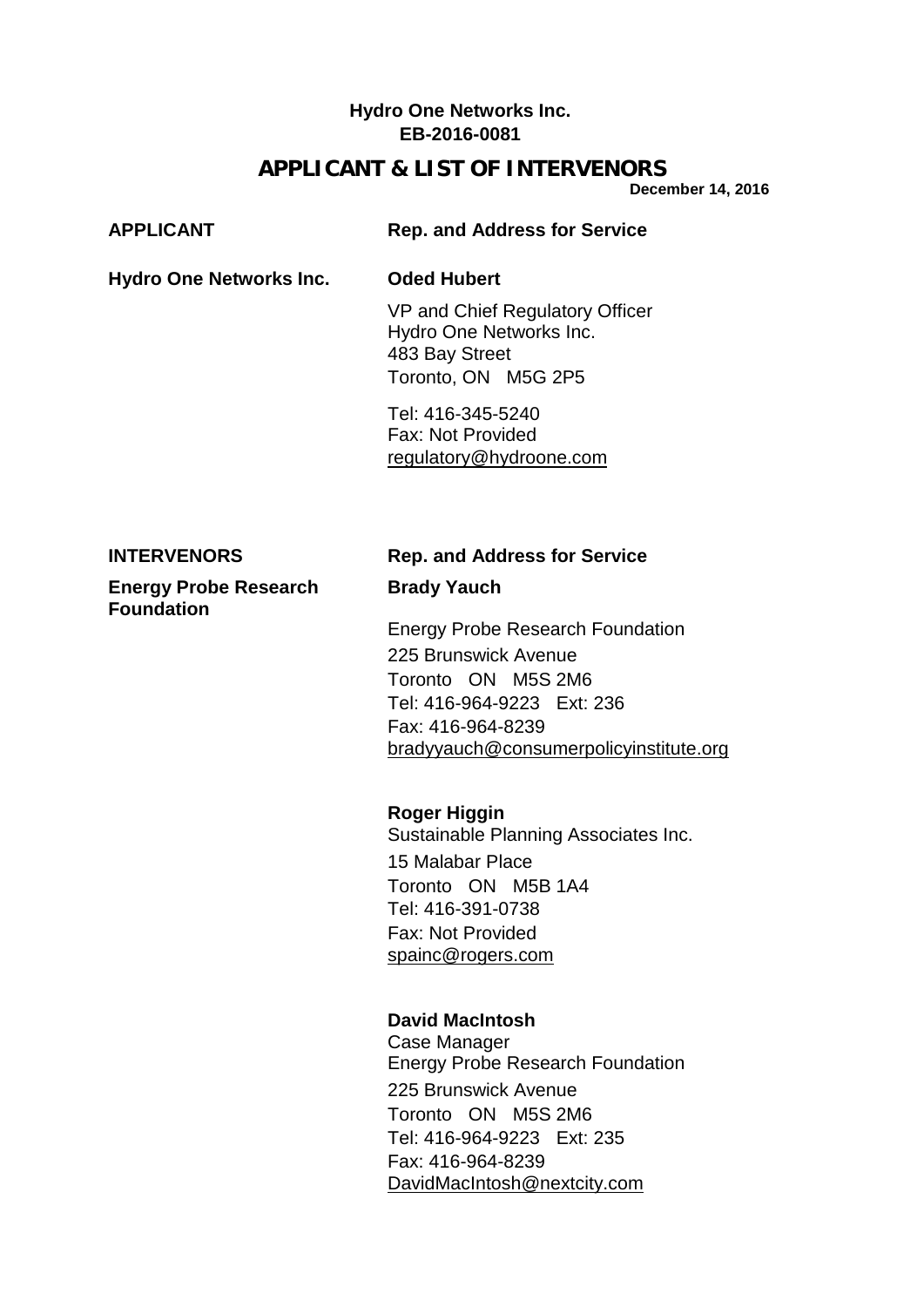**Hydro One Networks Inc.**
**EB-2016-0081**

## APPLICANT & LIST OF INTERVENORS

**December 14, 2016**

| **APPLICANT** | **Rep. and Address for Service** |
|---|---|
| **Hydro One Networks Inc.** | **Oded Hubert**<br><br>VP and Chief Regulatory Officer<br>Hydro One Networks Inc.<br>483 Bay Street<br>Toronto, ON M5G 2P5<br><br>Tel: 416-345-5240<br>Fax: Not Provided<br>regulatory@hydroone.com |

| **INTERVENORS** | **Rep. and Address for Service** |
|---|---|
| **Energy Probe Research Foundation** | **Brady Yauch**<br><br>Energy Probe Research Foundation<br>225 Brunswick Avenue<br>Toronto ON M5S 2M6<br>Tel: 416-964-9223 Ext: 236<br>Fax: 416-964-8239<br>bradyyauch@consumerpolicyinstitute.org |
| | **Roger Higgin**<br>Sustainable Planning Associates Inc.<br>15 Malabar Place<br>Toronto ON M5B 1A4<br>Tel: 416-391-0738<br>Fax: Not Provided<br>spainc@rogers.com |
| | **David MacIntosh**<br>Case Manager<br>Energy Probe Research Foundation<br>225 Brunswick Avenue<br>Toronto ON M5S 2M6<br>Tel: 416-964-9223 Ext: 235<br>Fax: 416-964-8239<br>DavidMacIntosh@nextcity.com |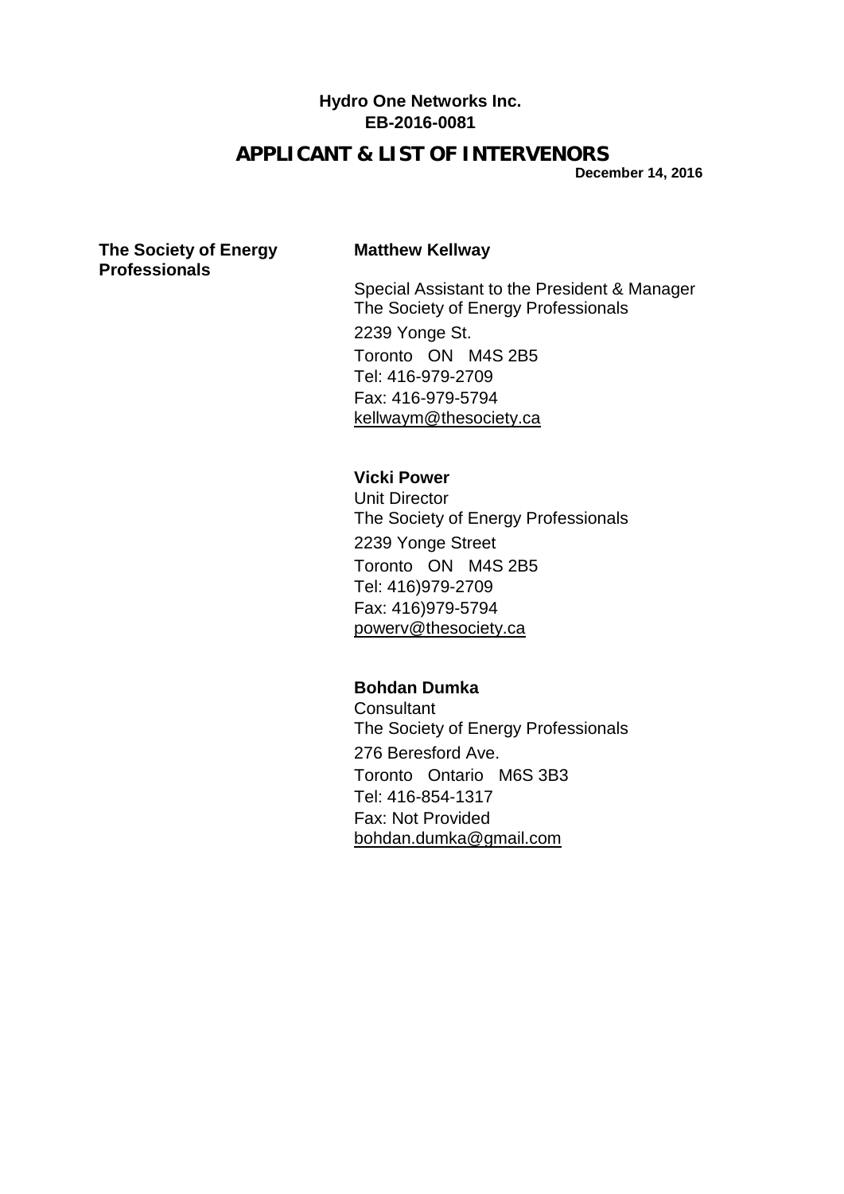**Hydro One Networks Inc.**
**EB-2016-0081**

# APPLICANT & LIST OF INTERVENORS

**December 14, 2016**

| | |
|---|---|
| **The Society of Energy Professionals** | **Matthew Kellway**<br><br>Special Assistant to the President & Manager<br>The Society of Energy Professionals<br>2239 Yonge St.<br>Toronto ON M4S 2B5<br>Tel: 416-979-2709<br>Fax: 416-979-5794<br>kellwaym@thesociety.ca |
| | **Vicki Power**<br>Unit Director<br>The Society of Energy Professionals<br>2239 Yonge Street<br>Toronto ON M4S 2B5<br>Tel: 416)979-2709<br>Fax: 416)979-5794<br>powerv@thesociety.ca |
| | **Bohdan Dumka**<br>Consultant<br>The Society of Energy Professionals<br>276 Beresford Ave.<br>Toronto Ontario M6S 3B3<br>Tel: 416-854-1317<br>Fax: Not Provided<br>bohdan.dumka@gmail.com |